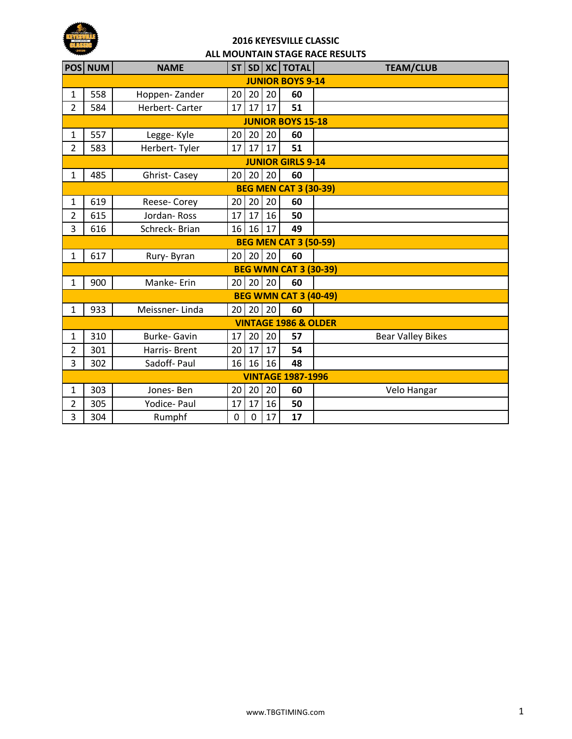# 2016 KEYESVILLE CLASSIC

## ALL MOUNTAIN STAGE RACE RESULTS

| POS | NUM | NAME | ST | SD | XC | TOTAL | TEAM/CLUB |
|---|---|---|---|---|---|---|---|
| **JUNIOR BOYS 9-14** | | | | | | | |
| 1 | 558 | Hoppen- Zander | 20 | 20 | 20 | **60** | |
| 2 | 584 | Herbert- Carter | 17 | 17 | 17 | **51** | |
| **JUNIOR BOYS 15-18** | | | | | | | |
| 1 | 557 | Legge- Kyle | 20 | 20 | 20 | **60** | |
| 2 | 583 | Herbert- Tyler | 17 | 17 | 17 | **51** | |
| **JUNIOR GIRLS 9-14** | | | | | | | |
| 1 | 485 | Ghrist- Casey | 20 | 20 | 20 | **60** | |
| **BEG MEN CAT 3 (30-39)** | | | | | | | |
| 1 | 619 | Reese- Corey | 20 | 20 | 20 | **60** | |
| 2 | 615 | Jordan- Ross | 17 | 17 | 16 | **50** | |
| 3 | 616 | Schreck- Brian | 16 | 16 | 17 | **49** | |
| **BEG MEN CAT 3 (50-59)** | | | | | | | |
| 1 | 617 | Rury- Byran | 20 | 20 | 20 | **60** | |
| **BEG WMN CAT 3 (30-39)** | | | | | | | |
| 1 | 900 | Manke- Erin | 20 | 20 | 20 | **60** | |
| **BEG WMN CAT 3 (40-49)** | | | | | | | |
| 1 | 933 | Meissner- Linda | 20 | 20 | 20 | **60** | |
| **VINTAGE 1986 & OLDER** | | | | | | | |
| 1 | 310 | Burke- Gavin | 17 | 20 | 20 | **57** | Bear Valley Bikes |
| 2 | 301 | Harris- Brent | 20 | 17 | 17 | **54** | |
| 3 | 302 | Sadoff- Paul | 16 | 16 | 16 | **48** | |
| **VINTAGE 1987-1996** | | | | | | | |
| 1 | 303 | Jones- Ben | 20 | 20 | 20 | **60** | Velo Hangar |
| 2 | 305 | Yodice- Paul | 17 | 17 | 16 | **50** | |
| 3 | 304 | Rumphf | 0 | 0 | 17 | **17** | |

www.TBGTIMING.com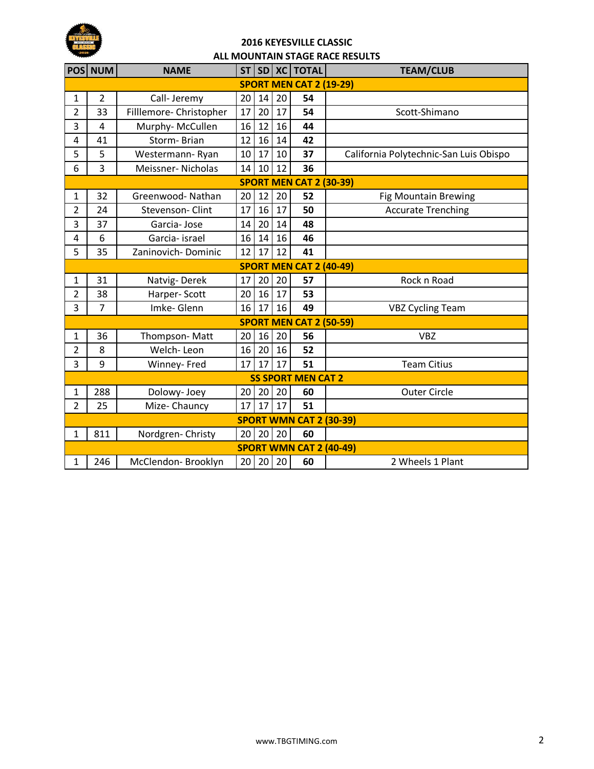## 2016 KEYESVILLE CLASSIC
## ALL MOUNTAIN STAGE RACE RESULTS

| POS | NUM | NAME | ST | SD | XC | TOTAL | TEAM/CLUB |
|---|---|---|---|---|---|---|---|
| **SPORT MEN CAT 2 (19-29)** | | | | | | | |
| 1 | 2 | Call- Jeremy | 20 | 14 | 20 | **54** | |
| 2 | 33 | Filllemore- Christopher | 17 | 20 | 17 | **54** | Scott-Shimano |
| 3 | 4 | Murphy- McCullen | 16 | 12 | 16 | **44** | |
| 4 | 41 | Storm- Brian | 12 | 16 | 14 | **42** | |
| 5 | 5 | Westermann- Ryan | 10 | 17 | 10 | **37** | California Polytechnic-San Luis Obispo |
| 6 | 3 | Meissner- Nicholas | 14 | 10 | 12 | **36** | |
| **SPORT MEN CAT 2 (30-39)** | | | | | | | |
| 1 | 32 | Greenwood- Nathan | 20 | 12 | 20 | **52** | Fig Mountain Brewing |
| 2 | 24 | Stevenson- Clint | 17 | 16 | 17 | **50** | Accurate Trenching |
| 3 | 37 | Garcia- Jose | 14 | 20 | 14 | **48** | |
| 4 | 6 | Garcia- israel | 16 | 14 | 16 | **46** | |
| 5 | 35 | Zaninovich- Dominic | 12 | 17 | 12 | **41** | |
| **SPORT MEN CAT 2 (40-49)** | | | | | | | |
| 1 | 31 | Natvig- Derek | 17 | 20 | 20 | **57** | Rock n Road |
| 2 | 38 | Harper- Scott | 20 | 16 | 17 | **53** | |
| 3 | 7 | Imke- Glenn | 16 | 17 | 16 | **49** | VBZ Cycling Team |
| **SPORT MEN CAT 2 (50-59)** | | | | | | | |
| 1 | 36 | Thompson- Matt | 20 | 16 | 20 | **56** | VBZ |
| 2 | 8 | Welch- Leon | 16 | 20 | 16 | **52** | |
| 3 | 9 | Winney- Fred | 17 | 17 | 17 | **51** | Team Citius |
| **SS SPORT MEN CAT 2** | | | | | | | |
| 1 | 288 | Dolowy- Joey | 20 | 20 | 20 | **60** | Outer Circle |
| 2 | 25 | Mize- Chauncy | 17 | 17 | 17 | **51** | |
| **SPORT WMN CAT 2 (30-39)** | | | | | | | |
| 1 | 811 | Nordgren- Christy | 20 | 20 | 20 | **60** | |
| **SPORT WMN CAT 2 (40-49)** | | | | | | | |
| 1 | 246 | McClendon- Brooklyn | 20 | 20 | 20 | **60** | 2 Wheels 1 Plant |

www.TBGTIMING.com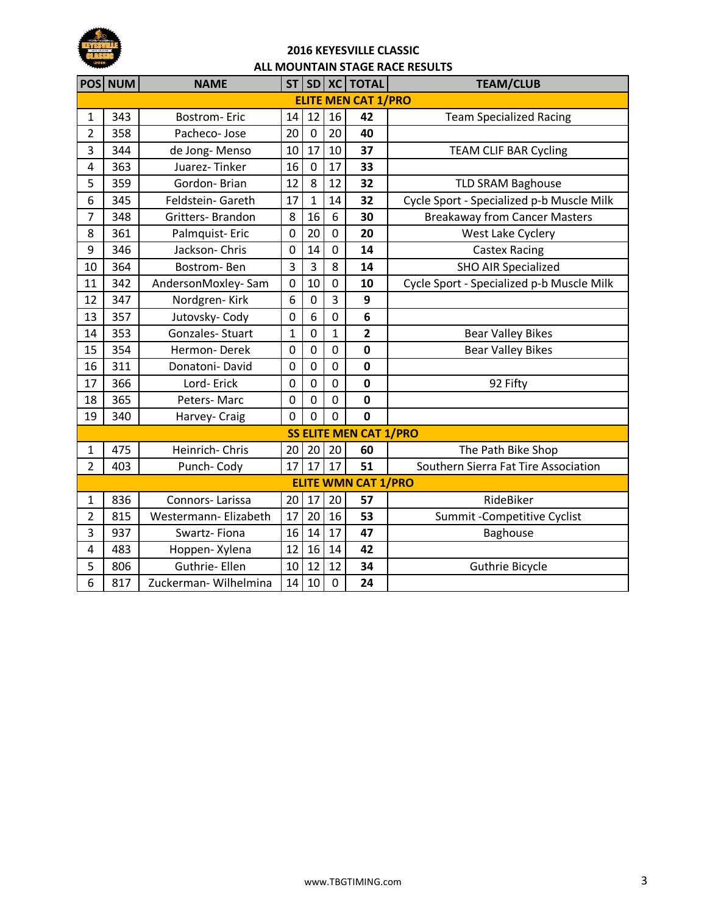# 2016 KEYESVILLE CLASSIC

## ALL MOUNTAIN STAGE RACE RESULTS

| POS | NUM | NAME | ST | SD | XC | TOTAL | TEAM/CLUB |
|---|---|---|---|---|---|---|---|
| **ELITE MEN CAT 1/PRO** | | | | | | | |
| 1 | 343 | Bostrom- Eric | 14 | 12 | 16 | **42** | Team Specialized Racing |
| 2 | 358 | Pacheco- Jose | 20 | 0 | 20 | **40** | |
| 3 | 344 | de Jong- Menso | 10 | 17 | 10 | **37** | TEAM CLIF BAR Cycling |
| 4 | 363 | Juarez- Tinker | 16 | 0 | 17 | **33** | |
| 5 | 359 | Gordon- Brian | 12 | 8 | 12 | **32** | TLD SRAM Baghouse |
| 6 | 345 | Feldstein- Gareth | 17 | 1 | 14 | **32** | Cycle Sport - Specialized p-b Muscle Milk |
| 7 | 348 | Gritters- Brandon | 8 | 16 | 6 | **30** | Breakaway from Cancer Masters |
| 8 | 361 | Palmquist- Eric | 0 | 20 | 0 | **20** | West Lake Cyclery |
| 9 | 346 | Jackson- Chris | 0 | 14 | 0 | **14** | Castex Racing |
| 10 | 364 | Bostrom- Ben | 3 | 3 | 8 | **14** | SHO AIR Specialized |
| 11 | 342 | AndersonMoxley- Sam | 0 | 10 | 0 | **10** | Cycle Sport - Specialized p-b Muscle Milk |
| 12 | 347 | Nordgren- Kirk | 6 | 0 | 3 | **9** | |
| 13 | 357 | Jutovsky- Cody | 0 | 6 | 0 | **6** | |
| 14 | 353 | Gonzales- Stuart | 1 | 0 | 1 | **2** | Bear Valley Bikes |
| 15 | 354 | Hermon- Derek | 0 | 0 | 0 | **0** | Bear Valley Bikes |
| 16 | 311 | Donatoni- David | 0 | 0 | 0 | **0** | |
| 17 | 366 | Lord- Erick | 0 | 0 | 0 | **0** | 92 Fifty |
| 18 | 365 | Peters- Marc | 0 | 0 | 0 | **0** | |
| 19 | 340 | Harvey- Craig | 0 | 0 | 0 | **0** | |
| **SS ELITE MEN CAT 1/PRO** | | | | | | | |
| 1 | 475 | Heinrich- Chris | 20 | 20 | 20 | **60** | The Path Bike Shop |
| 2 | 403 | Punch- Cody | 17 | 17 | 17 | **51** | Southern Sierra Fat Tire Association |
| **ELITE WMN CAT 1/PRO** | | | | | | | |
| 1 | 836 | Connors- Larissa | 20 | 17 | 20 | **57** | RideBiker |
| 2 | 815 | Westermann- Elizabeth | 17 | 20 | 16 | **53** | Summit -Competitive Cyclist |
| 3 | 937 | Swartz- Fiona | 16 | 14 | 17 | **47** | Baghouse |
| 4 | 483 | Hoppen- Xylena | 12 | 16 | 14 | **42** | |
| 5 | 806 | Guthrie- Ellen | 10 | 12 | 12 | **34** | Guthrie Bicycle |
| 6 | 817 | Zuckerman- Wilhelmina | 14 | 10 | 0 | **24** | |

www.TBGTIMING.com